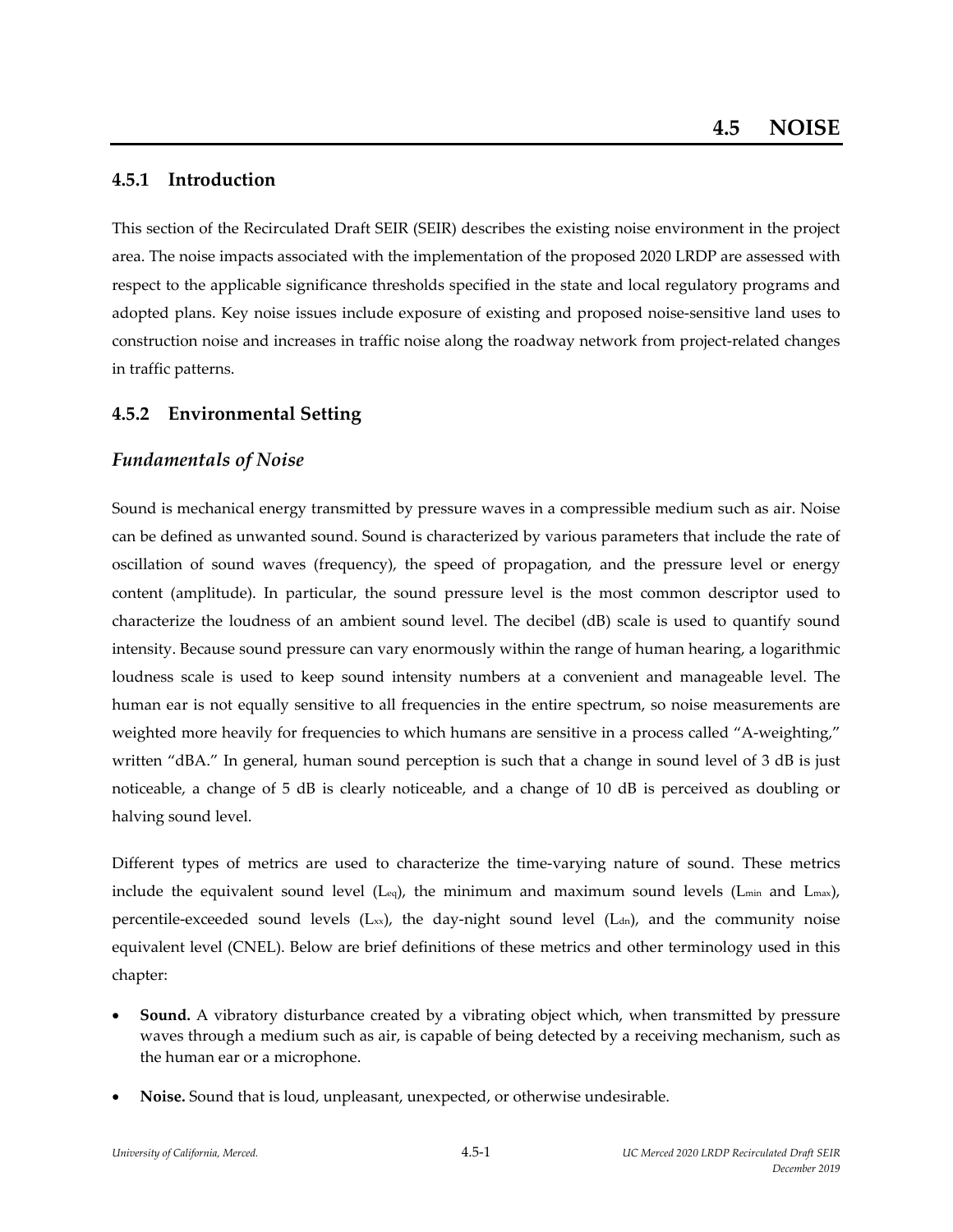# 4.5 NOISE

## 4.5.1 Introduction

This section of the Recirculated Draft SEIR (SEIR) describes the existing noise environment in the project area. The noise impacts associated with the implementation of the proposed 2020 LRDP are assessed with respect to the applicable significance thresholds specified in the state and local regulatory programs and adopted plans. Key noise issues include exposure of existing and proposed noise-sensitive land uses to construction noise and increases in traffic noise along the roadway network from project-related changes in traffic patterns.

## 4.5.2 Environmental Setting

### *Fundamentals of Noise*

Sound is mechanical energy transmitted by pressure waves in a compressible medium such as air. Noise can be defined as unwanted sound. Sound is characterized by various parameters that include the rate of oscillation of sound waves (frequency), the speed of propagation, and the pressure level or energy content (amplitude). In particular, the sound pressure level is the most common descriptor used to characterize the loudness of an ambient sound level. The decibel (dB) scale is used to quantify sound intensity. Because sound pressure can vary enormously within the range of human hearing, a logarithmic loudness scale is used to keep sound intensity numbers at a convenient and manageable level. The human ear is not equally sensitive to all frequencies in the entire spectrum, so noise measurements are weighted more heavily for frequencies to which humans are sensitive in a process called "A-weighting," written "dBA." In general, human sound perception is such that a change in sound level of 3 dB is just noticeable, a change of 5 dB is clearly noticeable, and a change of 10 dB is perceived as doubling or halving sound level.

Different types of metrics are used to characterize the time-varying nature of sound. These metrics include the equivalent sound level ($L_{eq}$), the minimum and maximum sound levels ($L_{min}$ and $L_{max}$), percentile-exceeded sound levels ($L_{xx}$), the day-night sound level ($L_{dn}$), and the community noise equivalent level (CNEL). Below are brief definitions of these metrics and other terminology used in this chapter:

- **Sound.** A vibratory disturbance created by a vibrating object which, when transmitted by pressure waves through a medium such as air, is capable of being detected by a receiving mechanism, such as the human ear or a microphone.
- **Noise.** Sound that is loud, unpleasant, unexpected, or otherwise undesirable.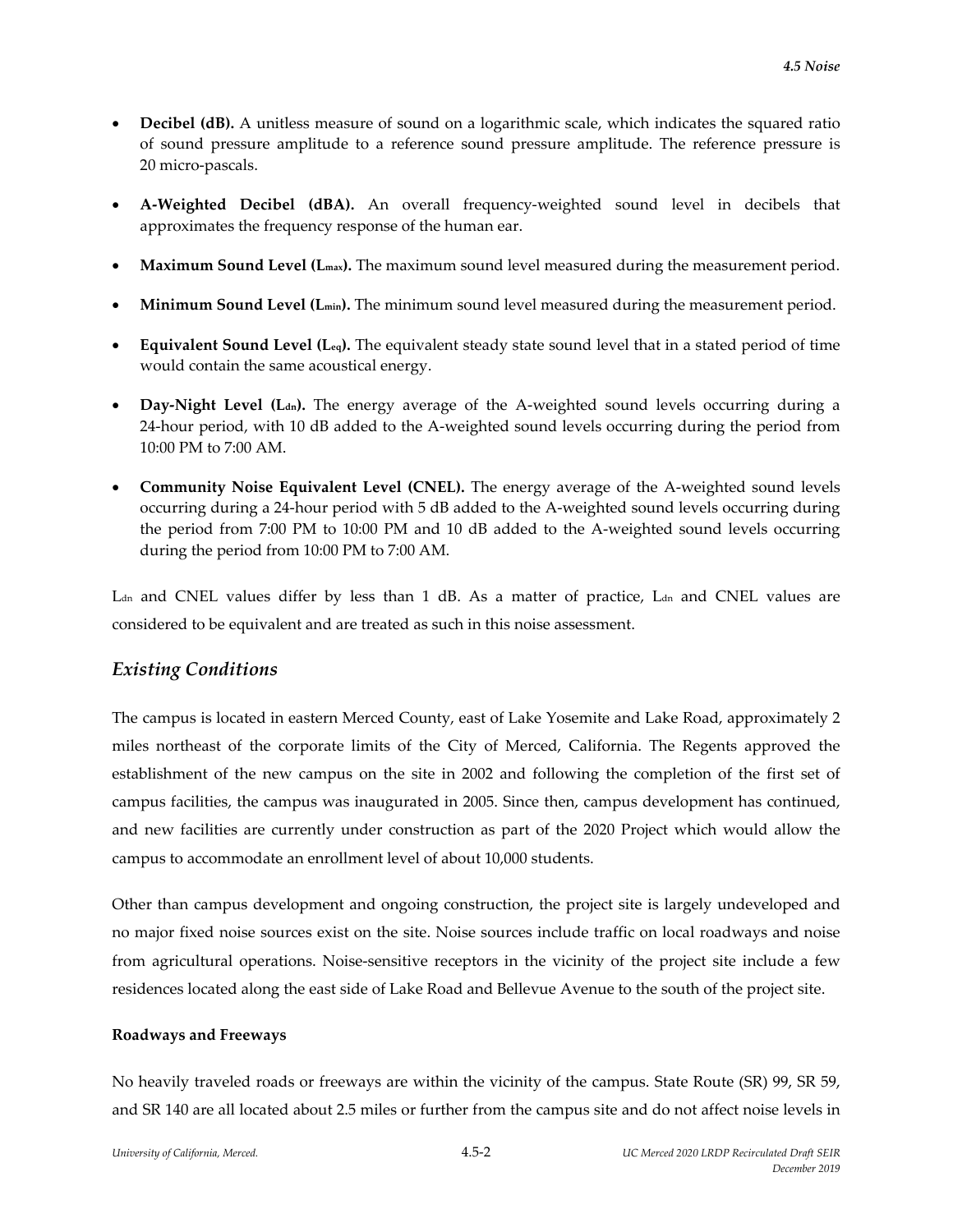- **Decibel (dB).** A unitless measure of sound on a logarithmic scale, which indicates the squared ratio of sound pressure amplitude to a reference sound pressure amplitude. The reference pressure is 20 micro-pascals.
- **A-Weighted Decibel (dBA).** An overall frequency-weighted sound level in decibels that approximates the frequency response of the human ear.
- **Maximum Sound Level ($L_{max}$).** The maximum sound level measured during the measurement period.
- **Minimum Sound Level ($L_{min}$).** The minimum sound level measured during the measurement period.
- **Equivalent Sound Level ($L_{eq}$).** The equivalent steady state sound level that in a stated period of time would contain the same acoustical energy.
- **Day-Night Level ($L_{dn}$).** The energy average of the A-weighted sound levels occurring during a 24-hour period, with 10 dB added to the A-weighted sound levels occurring during the period from 10:00 PM to 7:00 AM.
- **Community Noise Equivalent Level (CNEL).** The energy average of the A-weighted sound levels occurring during a 24-hour period with 5 dB added to the A-weighted sound levels occurring during the period from 7:00 PM to 10:00 PM and 10 dB added to the A-weighted sound levels occurring during the period from 10:00 PM to 7:00 AM.

$L_{dn}$ and CNEL values differ by less than 1 dB. As a matter of practice, $L_{dn}$ and CNEL values are considered to be equivalent and are treated as such in this noise assessment.

## *Existing Conditions*

The campus is located in eastern Merced County, east of Lake Yosemite and Lake Road, approximately 2 miles northeast of the corporate limits of the City of Merced, California. The Regents approved the establishment of the new campus on the site in 2002 and following the completion of the first set of campus facilities, the campus was inaugurated in 2005. Since then, campus development has continued, and new facilities are currently under construction as part of the 2020 Project which would allow the campus to accommodate an enrollment level of about 10,000 students.

Other than campus development and ongoing construction, the project site is largely undeveloped and no major fixed noise sources exist on the site. Noise sources include traffic on local roadways and noise from agricultural operations. Noise-sensitive receptors in the vicinity of the project site include a few residences located along the east side of Lake Road and Bellevue Avenue to the south of the project site.

**Roadways and Freeways**

No heavily traveled roads or freeways are within the vicinity of the campus. State Route (SR) 99, SR 59, and SR 140 are all located about 2.5 miles or further from the campus site and do not affect noise levels in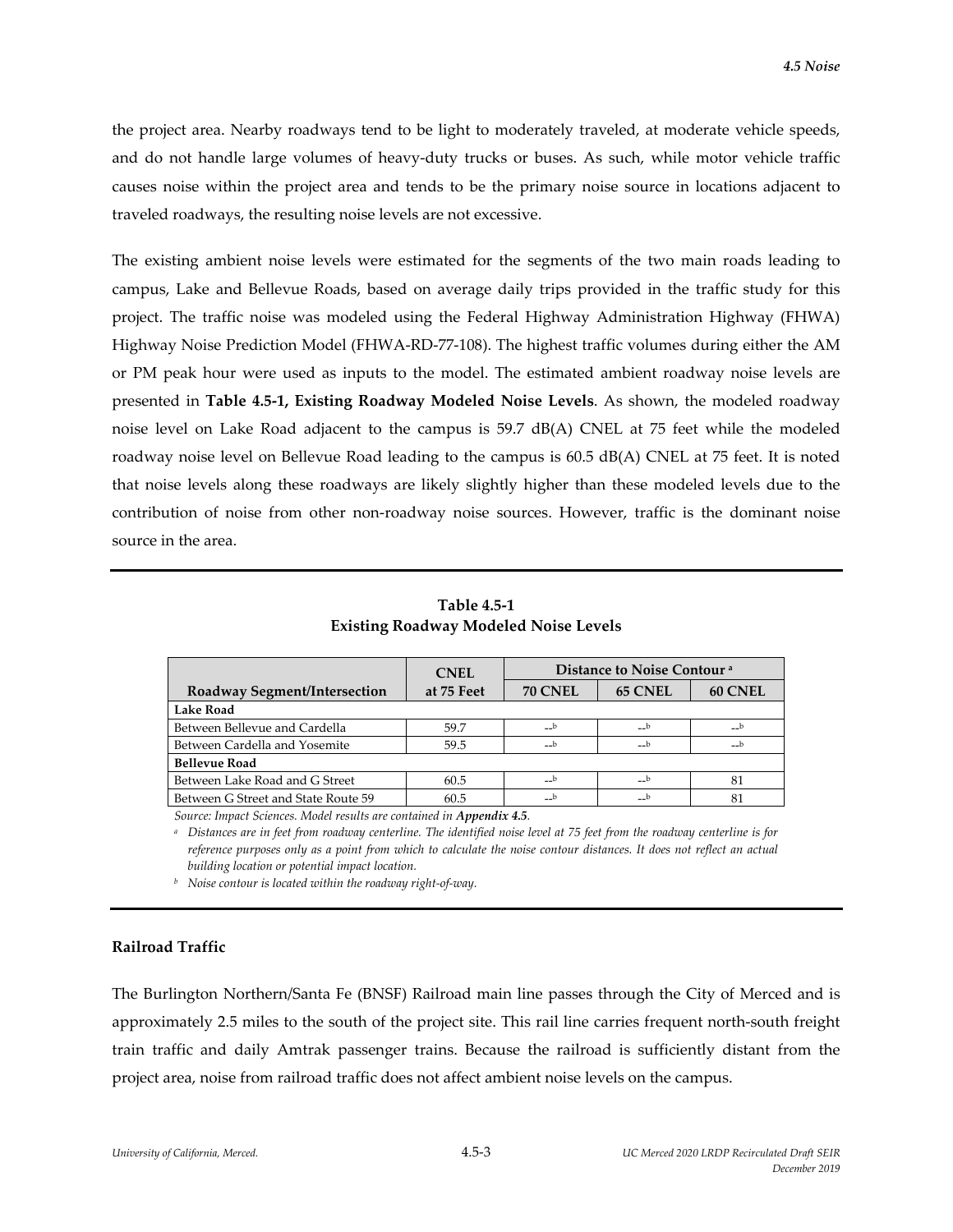the project area. Nearby roadways tend to be light to moderately traveled, at moderate vehicle speeds, and do not handle large volumes of heavy-duty trucks or buses. As such, while motor vehicle traffic causes noise within the project area and tends to be the primary noise source in locations adjacent to traveled roadways, the resulting noise levels are not excessive.

The existing ambient noise levels were estimated for the segments of the two main roads leading to campus, Lake and Bellevue Roads, based on average daily trips provided in the traffic study for this project. The traffic noise was modeled using the Federal Highway Administration Highway (FHWA) Highway Noise Prediction Model (FHWA-RD-77-108). The highest traffic volumes during either the AM or PM peak hour were used as inputs to the model. The estimated ambient roadway noise levels are presented in **Table 4.5-1, Existing Roadway Modeled Noise Levels**. As shown, the modeled roadway noise level on Lake Road adjacent to the campus is 59.7 dB(A) CNEL at 75 feet while the modeled roadway noise level on Bellevue Road leading to the campus is 60.5 dB(A) CNEL at 75 feet. It is noted that noise levels along these roadways are likely slightly higher than these modeled levels due to the contribution of noise from other non-roadway noise sources. However, traffic is the dominant noise source in the area.

**Table 4.5-1**
**Existing Roadway Modeled Noise Levels**

| Roadway Segment/Intersection | CNEL at 75 Feet | Distance to Noise Contour [a] | | |
|---|---|---|---|---|
| | | 70 CNEL | 65 CNEL | 60 CNEL |
| **Lake Road** | | | | |
| Between Bellevue and Cardella | 59.7 | --[b] | --[b] | --[b] |
| Between Cardella and Yosemite | 59.5 | --[b] | --[b] | --[b] |
| **Bellevue Road** | | | | |
| Between Lake Road and G Street | 60.5 | --[b] | --[b] | 81 |
| Between G Street and State Route 59 | 60.5 | --[b] | --[b] | 81 |

*Source: Impact Sciences. Model results are contained in* ***Appendix 4.5****.*

[a] *Distances are in feet from roadway centerline. The identified noise level at 75 feet from the roadway centerline is for reference purposes only as a point from which to calculate the noise contour distances. It does not reflect an actual building location or potential impact location.*

[b] *Noise contour is located within the roadway right-of-way.*

### Railroad Traffic

The Burlington Northern/Santa Fe (BNSF) Railroad main line passes through the City of Merced and is approximately 2.5 miles to the south of the project site. This rail line carries frequent north-south freight train traffic and daily Amtrak passenger trains. Because the railroad is sufficiently distant from the project area, noise from railroad traffic does not affect ambient noise levels on the campus.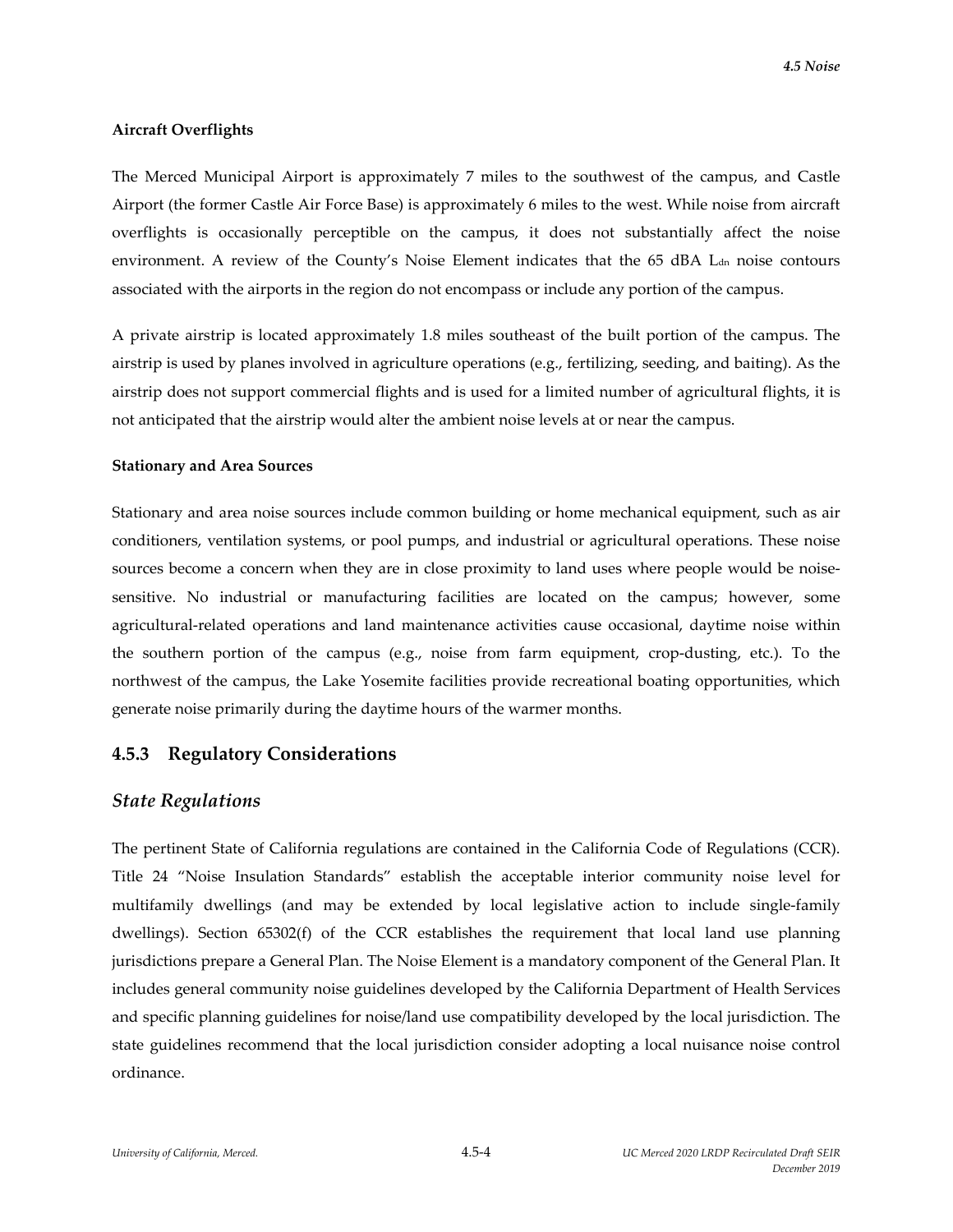**Aircraft Overflights**

The Merced Municipal Airport is approximately 7 miles to the southwest of the campus, and Castle Airport (the former Castle Air Force Base) is approximately 6 miles to the west. While noise from aircraft overflights is occasionally perceptible on the campus, it does not substantially affect the noise environment. A review of the County's Noise Element indicates that the 65 dBA $L_{dn}$ noise contours associated with the airports in the region do not encompass or include any portion of the campus.

A private airstrip is located approximately 1.8 miles southeast of the built portion of the campus. The airstrip is used by planes involved in agriculture operations (e.g., fertilizing, seeding, and baiting). As the airstrip does not support commercial flights and is used for a limited number of agricultural flights, it is not anticipated that the airstrip would alter the ambient noise levels at or near the campus.

**Stationary and Area Sources**

Stationary and area noise sources include common building or home mechanical equipment, such as air conditioners, ventilation systems, or pool pumps, and industrial or agricultural operations. These noise sources become a concern when they are in close proximity to land uses where people would be noise-sensitive. No industrial or manufacturing facilities are located on the campus; however, some agricultural-related operations and land maintenance activities cause occasional, daytime noise within the southern portion of the campus (e.g., noise from farm equipment, crop-dusting, etc.). To the northwest of the campus, the Lake Yosemite facilities provide recreational boating opportunities, which generate noise primarily during the daytime hours of the warmer months.

## 4.5.3 Regulatory Considerations

### *State Regulations*

The pertinent State of California regulations are contained in the California Code of Regulations (CCR). Title 24 "Noise Insulation Standards" establish the acceptable interior community noise level for multifamily dwellings (and may be extended by local legislative action to include single-family dwellings). Section 65302(f) of the CCR establishes the requirement that local land use planning jurisdictions prepare a General Plan. The Noise Element is a mandatory component of the General Plan. It includes general community noise guidelines developed by the California Department of Health Services and specific planning guidelines for noise/land use compatibility developed by the local jurisdiction. The state guidelines recommend that the local jurisdiction consider adopting a local nuisance noise control ordinance.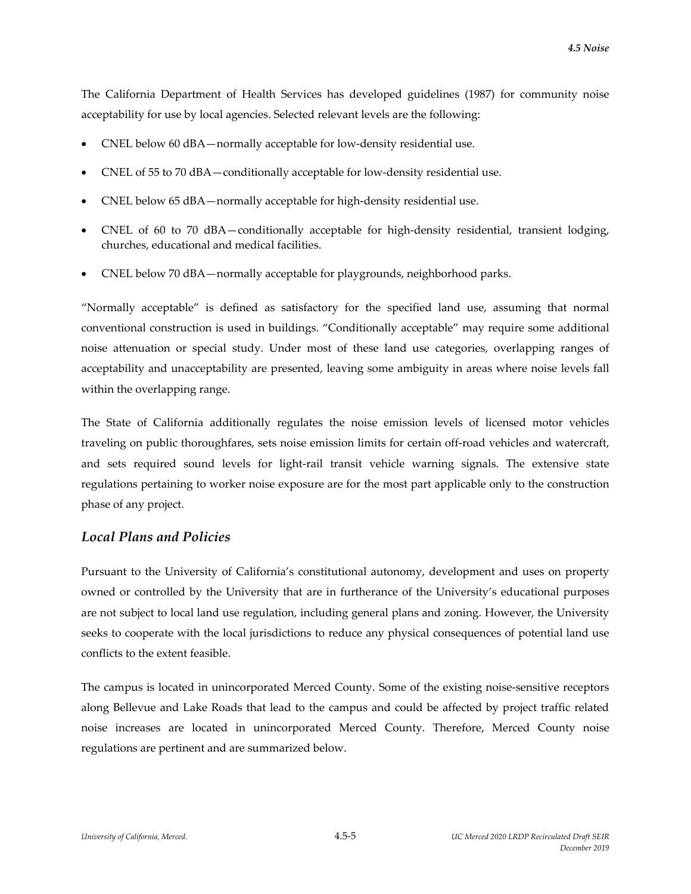The California Department of Health Services has developed guidelines (1987) for community noise acceptability for use by local agencies. Selected relevant levels are the following:

- CNEL below 60 dBA—normally acceptable for low-density residential use.
- CNEL of 55 to 70 dBA—conditionally acceptable for low-density residential use.
- CNEL below 65 dBA—normally acceptable for high-density residential use.
- CNEL of 60 to 70 dBA—conditionally acceptable for high-density residential, transient lodging, churches, educational and medical facilities.
- CNEL below 70 dBA—normally acceptable for playgrounds, neighborhood parks.

"Normally acceptable" is defined as satisfactory for the specified land use, assuming that normal conventional construction is used in buildings. "Conditionally acceptable" may require some additional noise attenuation or special study. Under most of these land use categories, overlapping ranges of acceptability and unacceptability are presented, leaving some ambiguity in areas where noise levels fall within the overlapping range.

The State of California additionally regulates the noise emission levels of licensed motor vehicles traveling on public thoroughfares, sets noise emission limits for certain off-road vehicles and watercraft, and sets required sound levels for light-rail transit vehicle warning signals. The extensive state regulations pertaining to worker noise exposure are for the most part applicable only to the construction phase of any project.

### *Local Plans and Policies*

Pursuant to the University of California's constitutional autonomy, development and uses on property owned or controlled by the University that are in furtherance of the University's educational purposes are not subject to local land use regulation, including general plans and zoning. However, the University seeks to cooperate with the local jurisdictions to reduce any physical consequences of potential land use conflicts to the extent feasible.

The campus is located in unincorporated Merced County. Some of the existing noise-sensitive receptors along Bellevue and Lake Roads that lead to the campus and could be affected by project traffic related noise increases are located in unincorporated Merced County. Therefore, Merced County noise regulations are pertinent and are summarized below.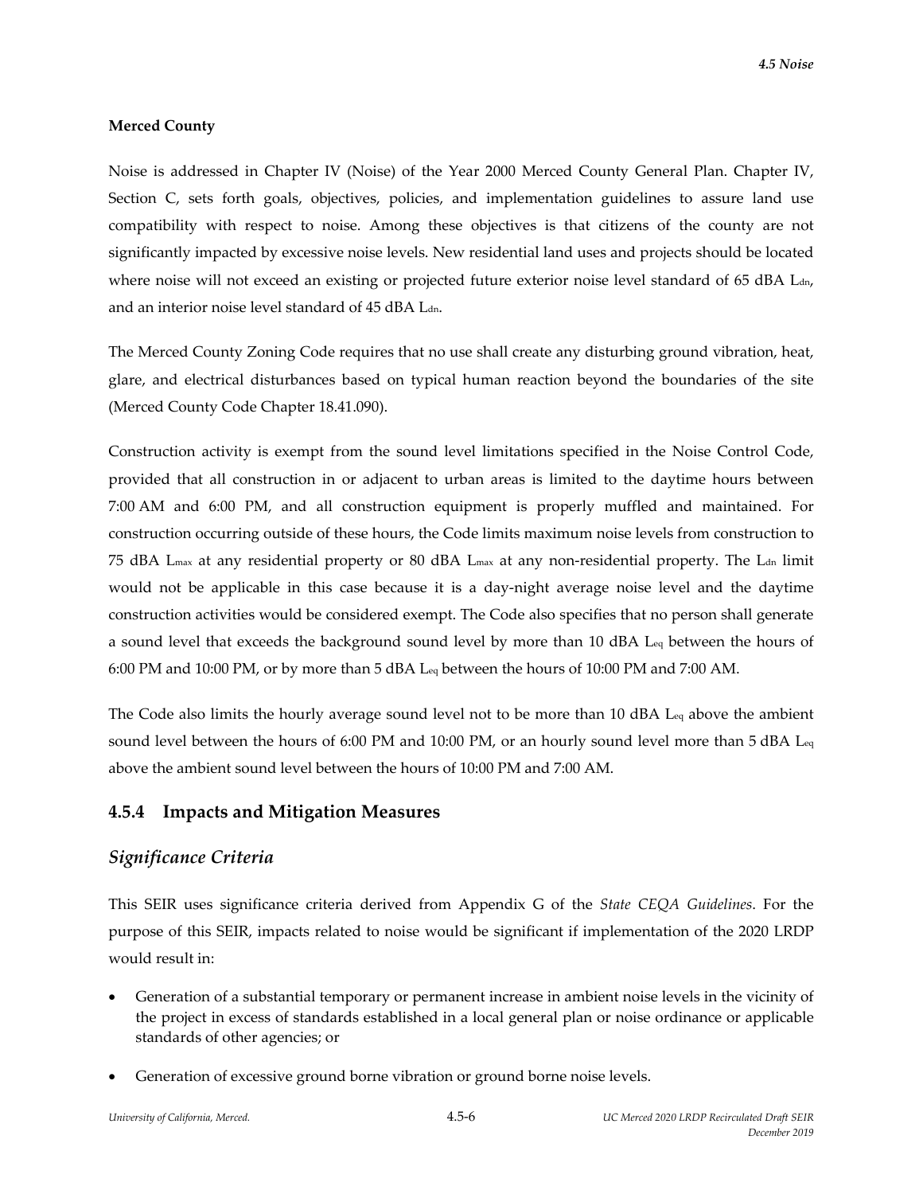**Merced County**

Noise is addressed in Chapter IV (Noise) of the Year 2000 Merced County General Plan. Chapter IV, Section C, sets forth goals, objectives, policies, and implementation guidelines to assure land use compatibility with respect to noise. Among these objectives is that citizens of the county are not significantly impacted by excessive noise levels. New residential land uses and projects should be located where noise will not exceed an existing or projected future exterior noise level standard of 65 dBA $L_{dn}$, and an interior noise level standard of 45 dBA $L_{dn}$.

The Merced County Zoning Code requires that no use shall create any disturbing ground vibration, heat, glare, and electrical disturbances based on typical human reaction beyond the boundaries of the site (Merced County Code Chapter 18.41.090).

Construction activity is exempt from the sound level limitations specified in the Noise Control Code, provided that all construction in or adjacent to urban areas is limited to the daytime hours between 7:00 AM and 6:00 PM, and all construction equipment is properly muffled and maintained. For construction occurring outside of these hours, the Code limits maximum noise levels from construction to 75 dBA $L_{max}$ at any residential property or 80 dBA $L_{max}$ at any non-residential property. The $L_{dn}$ limit would not be applicable in this case because it is a day-night average noise level and the daytime construction activities would be considered exempt. The Code also specifies that no person shall generate a sound level that exceeds the background sound level by more than 10 dBA $L_{eq}$ between the hours of 6:00 PM and 10:00 PM, or by more than 5 dBA $L_{eq}$ between the hours of 10:00 PM and 7:00 AM.

The Code also limits the hourly average sound level not to be more than 10 dBA $L_{eq}$ above the ambient sound level between the hours of 6:00 PM and 10:00 PM, or an hourly sound level more than 5 dBA $L_{eq}$ above the ambient sound level between the hours of 10:00 PM and 7:00 AM.

## 4.5.4 Impacts and Mitigation Measures

### *Significance Criteria*

This SEIR uses significance criteria derived from Appendix G of the *State CEQA Guidelines*. For the purpose of this SEIR, impacts related to noise would be significant if implementation of the 2020 LRDP would result in:

- Generation of a substantial temporary or permanent increase in ambient noise levels in the vicinity of the project in excess of standards established in a local general plan or noise ordinance or applicable standards of other agencies; or
- Generation of excessive ground borne vibration or ground borne noise levels.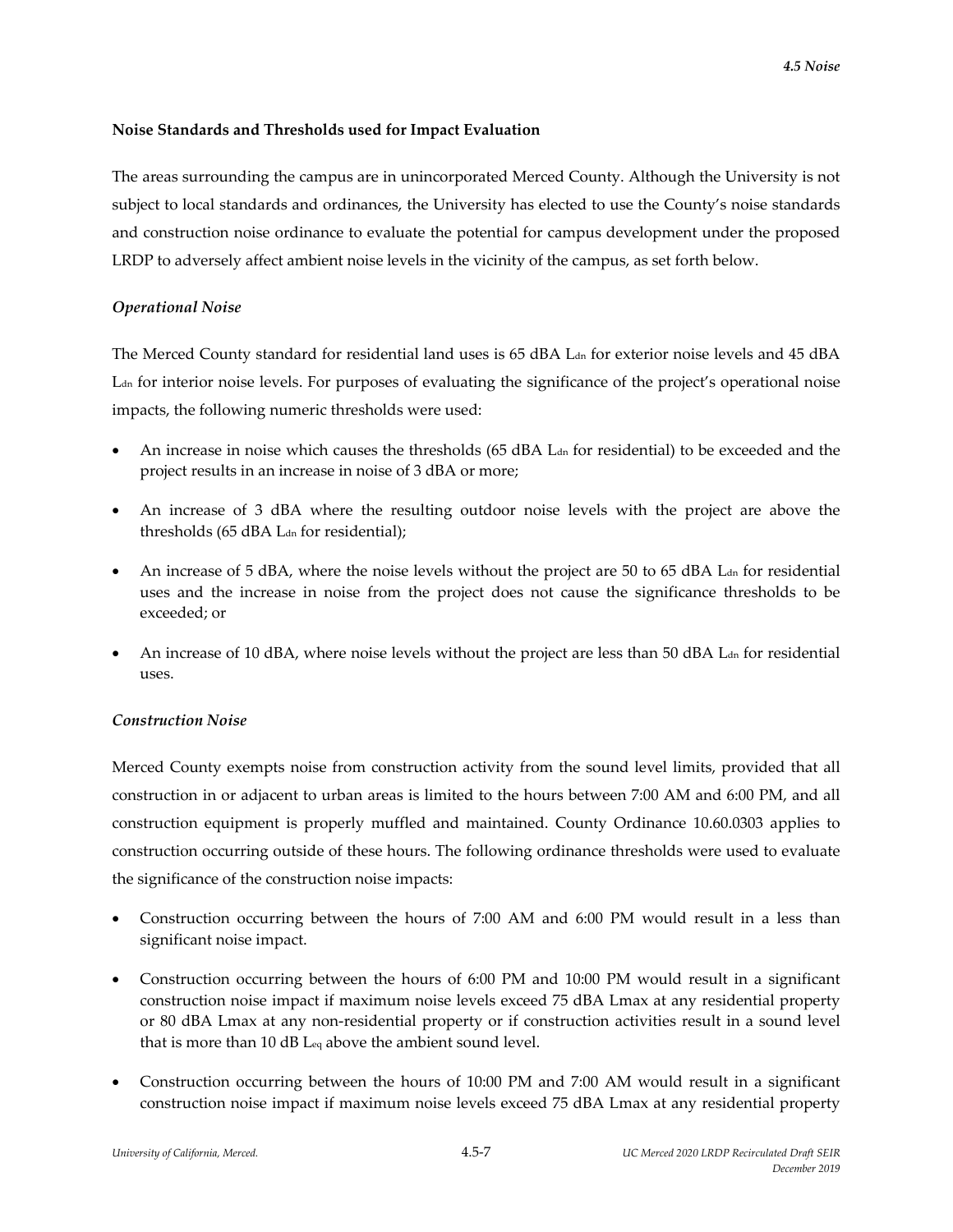### Noise Standards and Thresholds used for Impact Evaluation

The areas surrounding the campus are in unincorporated Merced County. Although the University is not subject to local standards and ordinances, the University has elected to use the County's noise standards and construction noise ordinance to evaluate the potential for campus development under the proposed LRDP to adversely affect ambient noise levels in the vicinity of the campus, as set forth below.

#### *Operational Noise*

The Merced County standard for residential land uses is 65 dBA $L_{dn}$ for exterior noise levels and 45 dBA $L_{dn}$ for interior noise levels. For purposes of evaluating the significance of the project's operational noise impacts, the following numeric thresholds were used:

- An increase in noise which causes the thresholds (65 dBA $L_{dn}$ for residential) to be exceeded and the project results in an increase in noise of 3 dBA or more;
- An increase of 3 dBA where the resulting outdoor noise levels with the project are above the thresholds (65 dBA $L_{dn}$ for residential);
- An increase of 5 dBA, where the noise levels without the project are 50 to 65 dBA $L_{dn}$ for residential uses and the increase in noise from the project does not cause the significance thresholds to be exceeded; or
- An increase of 10 dBA, where noise levels without the project are less than 50 dBA $L_{dn}$ for residential uses.

#### *Construction Noise*

Merced County exempts noise from construction activity from the sound level limits, provided that all construction in or adjacent to urban areas is limited to the hours between 7:00 AM and 6:00 PM, and all construction equipment is properly muffled and maintained. County Ordinance 10.60.0303 applies to construction occurring outside of these hours. The following ordinance thresholds were used to evaluate the significance of the construction noise impacts:

- Construction occurring between the hours of 7:00 AM and 6:00 PM would result in a less than significant noise impact.
- Construction occurring between the hours of 6:00 PM and 10:00 PM would result in a significant construction noise impact if maximum noise levels exceed 75 dBA Lmax at any residential property or 80 dBA Lmax at any non-residential property or if construction activities result in a sound level that is more than 10 dB $L_{eq}$ above the ambient sound level.
- Construction occurring between the hours of 10:00 PM and 7:00 AM would result in a significant construction noise impact if maximum noise levels exceed 75 dBA Lmax at any residential property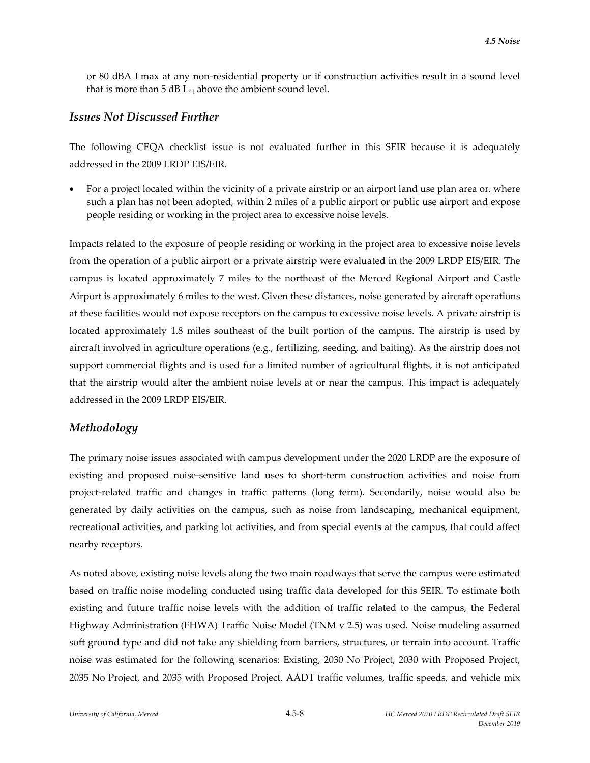or 80 dBA Lmax at any non-residential property or if construction activities result in a sound level that is more than 5 dB $L_{eq}$ above the ambient sound level.

### *Issues Not Discussed Further*

The following CEQA checklist issue is not evaluated further in this SEIR because it is adequately addressed in the 2009 LRDP EIS/EIR.

- For a project located within the vicinity of a private airstrip or an airport land use plan area or, where such a plan has not been adopted, within 2 miles of a public airport or public use airport and expose people residing or working in the project area to excessive noise levels.

Impacts related to the exposure of people residing or working in the project area to excessive noise levels from the operation of a public airport or a private airstrip were evaluated in the 2009 LRDP EIS/EIR. The campus is located approximately 7 miles to the northeast of the Merced Regional Airport and Castle Airport is approximately 6 miles to the west. Given these distances, noise generated by aircraft operations at these facilities would not expose receptors on the campus to excessive noise levels. A private airstrip is located approximately 1.8 miles southeast of the built portion of the campus. The airstrip is used by aircraft involved in agriculture operations (e.g., fertilizing, seeding, and baiting). As the airstrip does not support commercial flights and is used for a limited number of agricultural flights, it is not anticipated that the airstrip would alter the ambient noise levels at or near the campus. This impact is adequately addressed in the 2009 LRDP EIS/EIR.

### *Methodology*

The primary noise issues associated with campus development under the 2020 LRDP are the exposure of existing and proposed noise-sensitive land uses to short-term construction activities and noise from project-related traffic and changes in traffic patterns (long term). Secondarily, noise would also be generated by daily activities on the campus, such as noise from landscaping, mechanical equipment, recreational activities, and parking lot activities, and from special events at the campus, that could affect nearby receptors.

As noted above, existing noise levels along the two main roadways that serve the campus were estimated based on traffic noise modeling conducted using traffic data developed for this SEIR. To estimate both existing and future traffic noise levels with the addition of traffic related to the campus, the Federal Highway Administration (FHWA) Traffic Noise Model (TNM v 2.5) was used. Noise modeling assumed soft ground type and did not take any shielding from barriers, structures, or terrain into account. Traffic noise was estimated for the following scenarios: Existing, 2030 No Project, 2030 with Proposed Project, 2035 No Project, and 2035 with Proposed Project. AADT traffic volumes, traffic speeds, and vehicle mix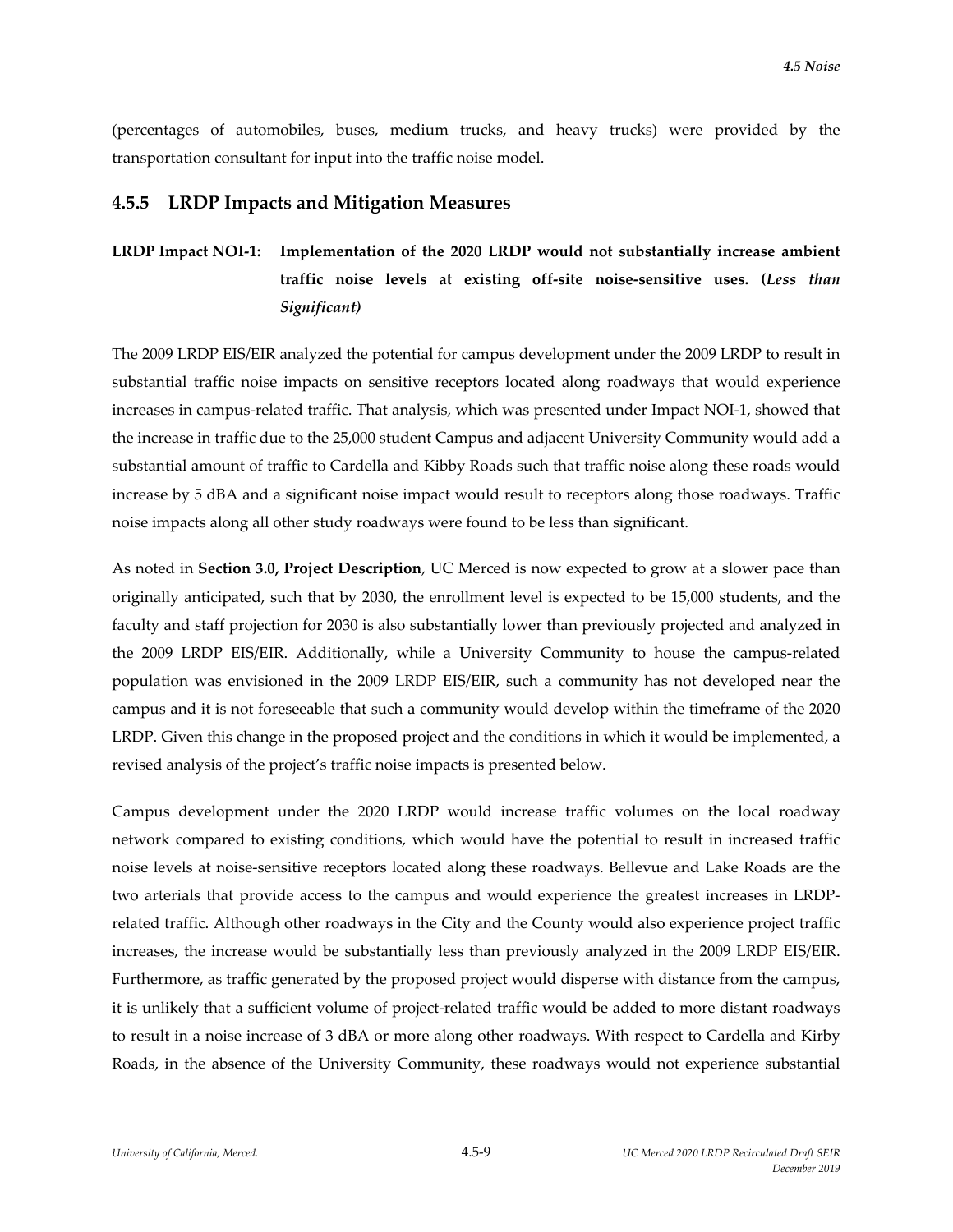(percentages of automobiles, buses, medium trucks, and heavy trucks) were provided by the transportation consultant for input into the traffic noise model.

### 4.5.5 LRDP Impacts and Mitigation Measures

**LRDP Impact NOI-1: Implementation of the 2020 LRDP would not substantially increase ambient traffic noise levels at existing off-site noise-sensitive uses. (*Less than Significant)***

The 2009 LRDP EIS/EIR analyzed the potential for campus development under the 2009 LRDP to result in substantial traffic noise impacts on sensitive receptors located along roadways that would experience increases in campus-related traffic. That analysis, which was presented under Impact NOI-1, showed that the increase in traffic due to the 25,000 student Campus and adjacent University Community would add a substantial amount of traffic to Cardella and Kibby Roads such that traffic noise along these roads would increase by 5 dBA and a significant noise impact would result to receptors along those roadways. Traffic noise impacts along all other study roadways were found to be less than significant.

As noted in **Section 3.0, Project Description**, UC Merced is now expected to grow at a slower pace than originally anticipated, such that by 2030, the enrollment level is expected to be 15,000 students, and the faculty and staff projection for 2030 is also substantially lower than previously projected and analyzed in the 2009 LRDP EIS/EIR. Additionally, while a University Community to house the campus-related population was envisioned in the 2009 LRDP EIS/EIR, such a community has not developed near the campus and it is not foreseeable that such a community would develop within the timeframe of the 2020 LRDP. Given this change in the proposed project and the conditions in which it would be implemented, a revised analysis of the project's traffic noise impacts is presented below.

Campus development under the 2020 LRDP would increase traffic volumes on the local roadway network compared to existing conditions, which would have the potential to result in increased traffic noise levels at noise-sensitive receptors located along these roadways. Bellevue and Lake Roads are the two arterials that provide access to the campus and would experience the greatest increases in LRDP-related traffic. Although other roadways in the City and the County would also experience project traffic increases, the increase would be substantially less than previously analyzed in the 2009 LRDP EIS/EIR. Furthermore, as traffic generated by the proposed project would disperse with distance from the campus, it is unlikely that a sufficient volume of project-related traffic would be added to more distant roadways to result in a noise increase of 3 dBA or more along other roadways. With respect to Cardella and Kirby Roads, in the absence of the University Community, these roadways would not experience substantial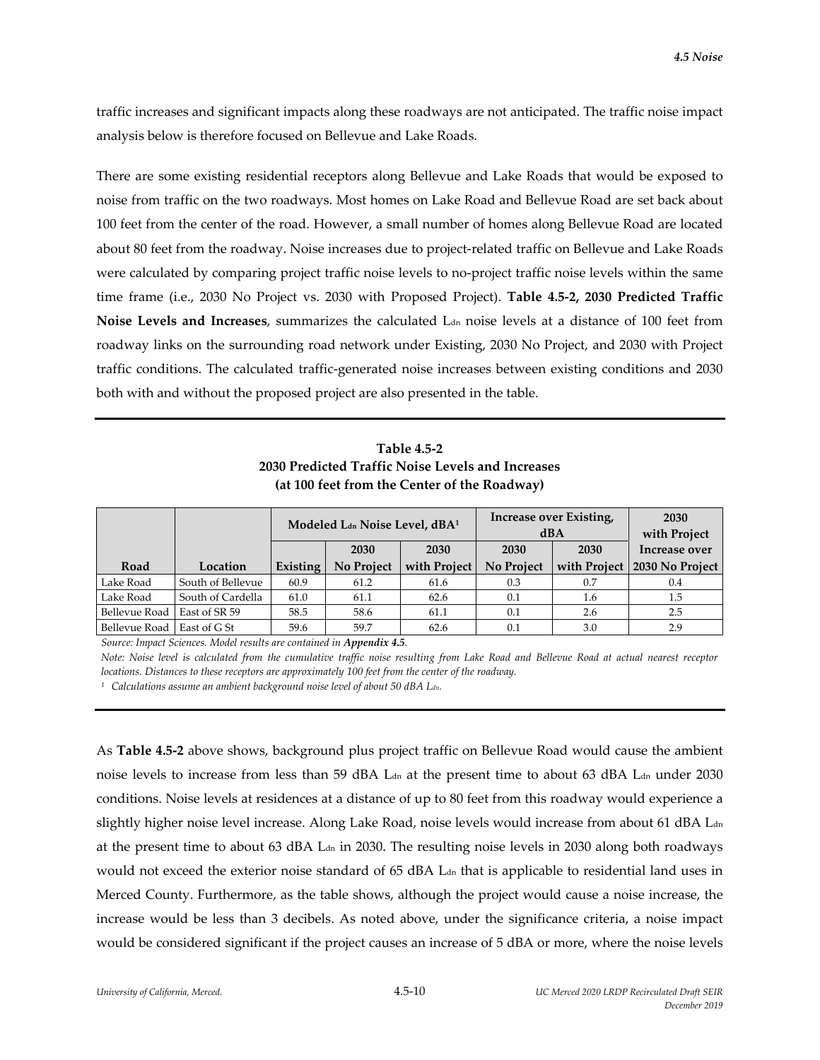traffic increases and significant impacts along these roadways are not anticipated. The traffic noise impact analysis below is therefore focused on Bellevue and Lake Roads.

There are some existing residential receptors along Bellevue and Lake Roads that would be exposed to noise from traffic on the two roadways. Most homes on Lake Road and Bellevue Road are set back about 100 feet from the center of the road. However, a small number of homes along Bellevue Road are located about 80 feet from the roadway. Noise increases due to project-related traffic on Bellevue and Lake Roads were calculated by comparing project traffic noise levels to no-project traffic noise levels within the same time frame (i.e., 2030 No Project vs. 2030 with Proposed Project). **Table 4.5-2, 2030 Predicted Traffic Noise Levels and Increases**, summarizes the calculated $L_{dn}$ noise levels at a distance of 100 feet from roadway links on the surrounding road network under Existing, 2030 No Project, and 2030 with Project traffic conditions. The calculated traffic-generated noise increases between existing conditions and 2030 both with and without the proposed project are also presented in the table.

**Table 4.5-2**
**2030 Predicted Traffic Noise Levels and Increases**
**(at 100 feet from the Center of the Roadway)**

| | | Modeled $L_{dn}$ Noise Level, dBA[1] | | | Increase over Existing, dBA | | 2030 with Project |
|---|---|---|---|---|---|---|---|
| **Road** | **Location** | **Existing** | **2030 No Project** | **2030 with Project** | **2030 No Project** | **2030 with Project** | **Increase over 2030 No Project** |
| Lake Road | South of Bellevue | 60.9 | 61.2 | 61.6 | 0.3 | 0.7 | 0.4 |
| Lake Road | South of Cardella | 61.0 | 61.1 | 62.6 | 0.1 | 1.6 | 1.5 |
| Bellevue Road | East of SR 59 | 58.5 | 58.6 | 61.1 | 0.1 | 2.6 | 2.5 |
| Bellevue Road | East of G St | 59.6 | 59.7 | 62.6 | 0.1 | 3.0 | 2.9 |

*Source: Impact Sciences. Model results are contained in **Appendix 4.5**.*

*Note: Noise level is calculated from the cumulative traffic noise resulting from Lake Road and Bellevue Road at actual nearest receptor locations. Distances to these receptors are approximately 100 feet from the center of the roadway.*

[1] *Calculations assume an ambient background noise level of about 50 dBA $L_{dn}$.*

As **Table 4.5-2** above shows, background plus project traffic on Bellevue Road would cause the ambient noise levels to increase from less than 59 dBA $L_{dn}$ at the present time to about 63 dBA $L_{dn}$ under 2030 conditions. Noise levels at residences at a distance of up to 80 feet from this roadway would experience a slightly higher noise level increase. Along Lake Road, noise levels would increase from about 61 dBA $L_{dn}$ at the present time to about 63 dBA $L_{dn}$ in 2030. The resulting noise levels in 2030 along both roadways would not exceed the exterior noise standard of 65 dBA $L_{dn}$ that is applicable to residential land uses in Merced County. Furthermore, as the table shows, although the project would cause a noise increase, the increase would be less than 3 decibels. As noted above, under the significance criteria, a noise impact would be considered significant if the project causes an increase of 5 dBA or more, where the noise levels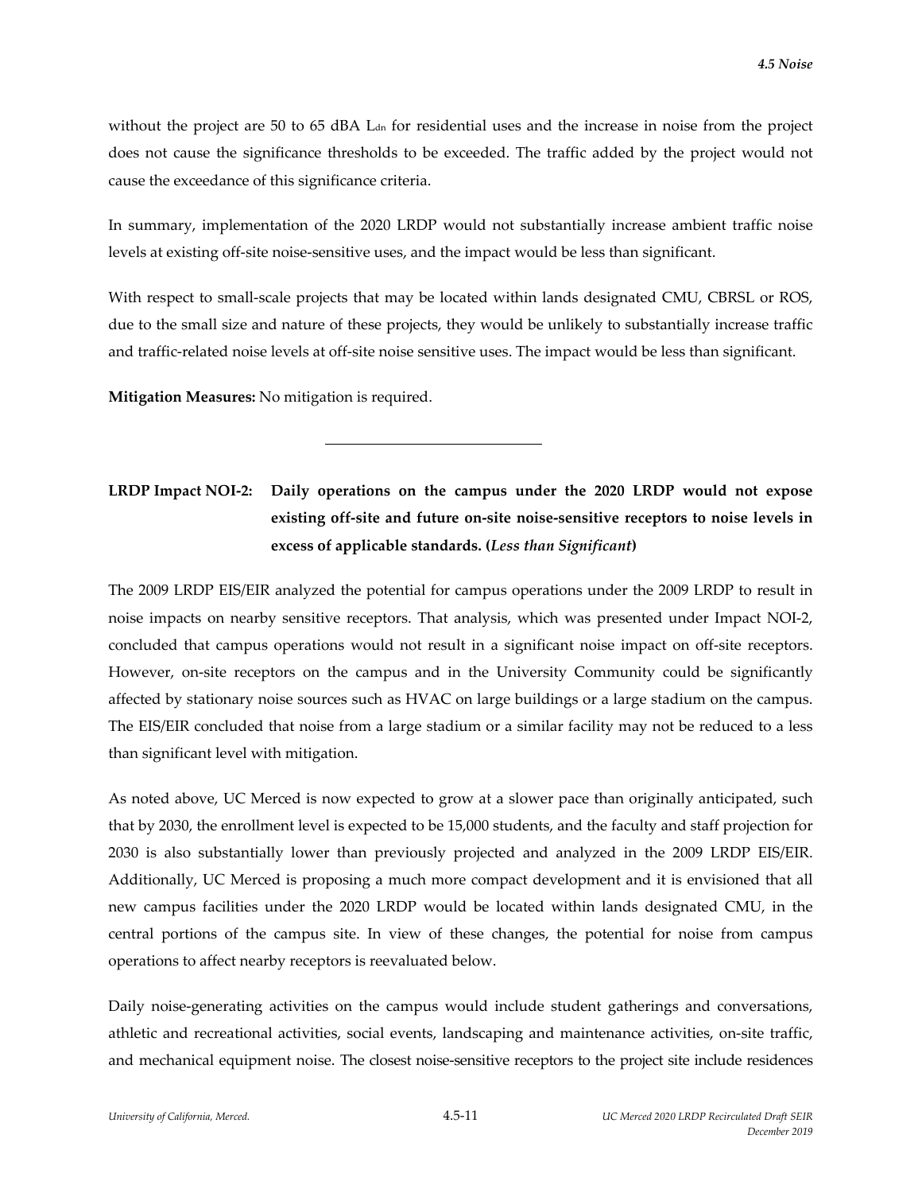without the project are 50 to 65 dBA $L_{dn}$ for residential uses and the increase in noise from the project does not cause the significance thresholds to be exceeded. The traffic added by the project would not cause the exceedance of this significance criteria.

In summary, implementation of the 2020 LRDP would not substantially increase ambient traffic noise levels at existing off-site noise-sensitive uses, and the impact would be less than significant.

With respect to small-scale projects that may be located within lands designated CMU, CBRSL or ROS, due to the small size and nature of these projects, they would be unlikely to substantially increase traffic and traffic-related noise levels at off-site noise sensitive uses. The impact would be less than significant.

**Mitigation Measures:** No mitigation is required.

---

**LRDP Impact NOI-2: Daily operations on the campus under the 2020 LRDP would not expose existing off-site and future on-site noise-sensitive receptors to noise levels in excess of applicable standards. (*Less than Significant*)**

The 2009 LRDP EIS/EIR analyzed the potential for campus operations under the 2009 LRDP to result in noise impacts on nearby sensitive receptors. That analysis, which was presented under Impact NOI-2, concluded that campus operations would not result in a significant noise impact on off-site receptors. However, on-site receptors on the campus and in the University Community could be significantly affected by stationary noise sources such as HVAC on large buildings or a large stadium on the campus. The EIS/EIR concluded that noise from a large stadium or a similar facility may not be reduced to a less than significant level with mitigation.

As noted above, UC Merced is now expected to grow at a slower pace than originally anticipated, such that by 2030, the enrollment level is expected to be 15,000 students, and the faculty and staff projection for 2030 is also substantially lower than previously projected and analyzed in the 2009 LRDP EIS/EIR. Additionally, UC Merced is proposing a much more compact development and it is envisioned that all new campus facilities under the 2020 LRDP would be located within lands designated CMU, in the central portions of the campus site. In view of these changes, the potential for noise from campus operations to affect nearby receptors is reevaluated below.

Daily noise-generating activities on the campus would include student gatherings and conversations, athletic and recreational activities, social events, landscaping and maintenance activities, on-site traffic, and mechanical equipment noise. The closest noise-sensitive receptors to the project site include residences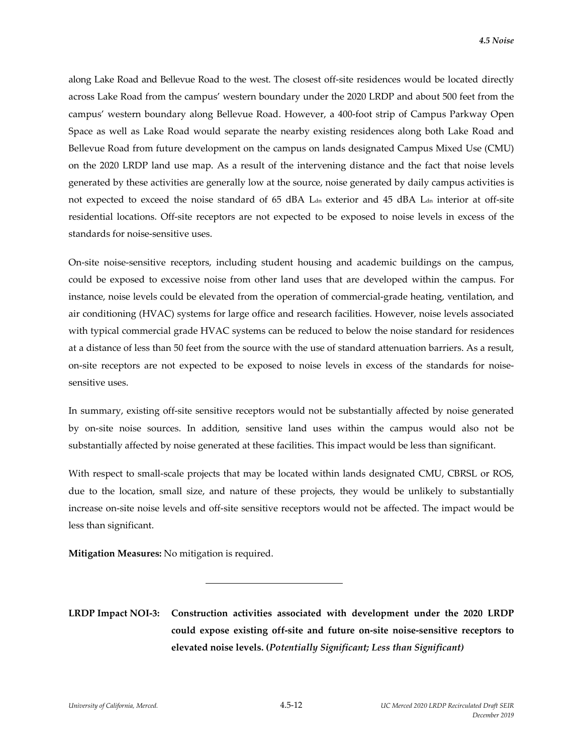along Lake Road and Bellevue Road to the west. The closest off-site residences would be located directly across Lake Road from the campus' western boundary under the 2020 LRDP and about 500 feet from the campus' western boundary along Bellevue Road. However, a 400-foot strip of Campus Parkway Open Space as well as Lake Road would separate the nearby existing residences along both Lake Road and Bellevue Road from future development on the campus on lands designated Campus Mixed Use (CMU) on the 2020 LRDP land use map. As a result of the intervening distance and the fact that noise levels generated by these activities are generally low at the source, noise generated by daily campus activities is not expected to exceed the noise standard of 65 dBA $L_{dn}$ exterior and 45 dBA $L_{dn}$ interior at off-site residential locations. Off-site receptors are not expected to be exposed to noise levels in excess of the standards for noise-sensitive uses.

On-site noise-sensitive receptors, including student housing and academic buildings on the campus, could be exposed to excessive noise from other land uses that are developed within the campus. For instance, noise levels could be elevated from the operation of commercial-grade heating, ventilation, and air conditioning (HVAC) systems for large office and research facilities. However, noise levels associated with typical commercial grade HVAC systems can be reduced to below the noise standard for residences at a distance of less than 50 feet from the source with the use of standard attenuation barriers. As a result, on-site receptors are not expected to be exposed to noise levels in excess of the standards for noise-sensitive uses.

In summary, existing off-site sensitive receptors would not be substantially affected by noise generated by on-site noise sources. In addition, sensitive land uses within the campus would also not be substantially affected by noise generated at these facilities. This impact would be less than significant.

With respect to small-scale projects that may be located within lands designated CMU, CBRSL or ROS, due to the location, small size, and nature of these projects, they would be unlikely to substantially increase on-site noise levels and off-site sensitive receptors would not be affected. The impact would be less than significant.

**Mitigation Measures:** No mitigation is required.

---

**LRDP Impact NOI-3: Construction activities associated with development under the 2020 LRDP could expose existing off-site and future on-site noise-sensitive receptors to elevated noise levels. (*Potentially Significant; Less than Significant)***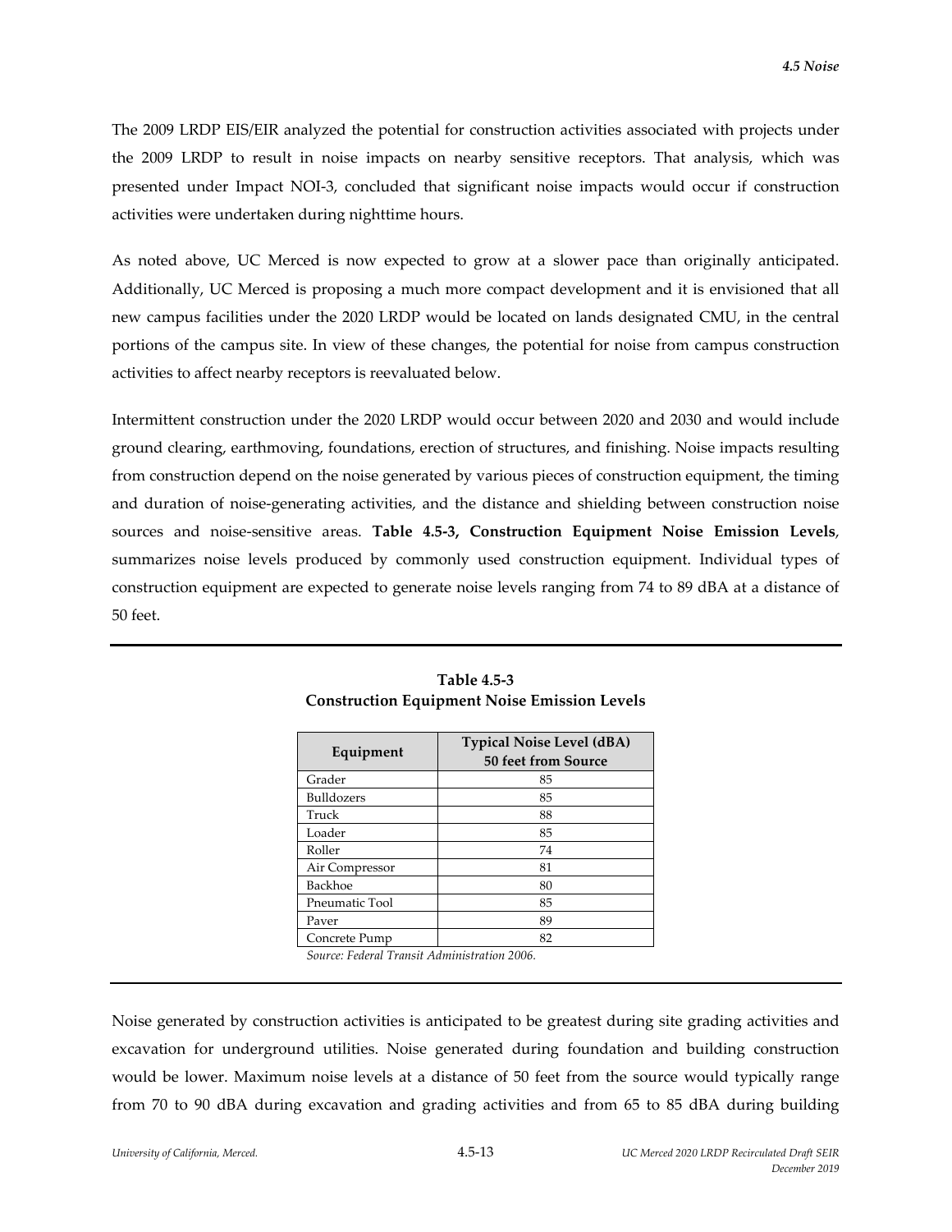The 2009 LRDP EIS/EIR analyzed the potential for construction activities associated with projects under the 2009 LRDP to result in noise impacts on nearby sensitive receptors. That analysis, which was presented under Impact NOI-3, concluded that significant noise impacts would occur if construction activities were undertaken during nighttime hours.

As noted above, UC Merced is now expected to grow at a slower pace than originally anticipated. Additionally, UC Merced is proposing a much more compact development and it is envisioned that all new campus facilities under the 2020 LRDP would be located on lands designated CMU, in the central portions of the campus site. In view of these changes, the potential for noise from campus construction activities to affect nearby receptors is reevaluated below.

Intermittent construction under the 2020 LRDP would occur between 2020 and 2030 and would include ground clearing, earthmoving, foundations, erection of structures, and finishing. Noise impacts resulting from construction depend on the noise generated by various pieces of construction equipment, the timing and duration of noise-generating activities, and the distance and shielding between construction noise sources and noise-sensitive areas. **Table 4.5-3, Construction Equipment Noise Emission Levels**, summarizes noise levels produced by commonly used construction equipment. Individual types of construction equipment are expected to generate noise levels ranging from 74 to 89 dBA at a distance of 50 feet.

**Table 4.5-3**
**Construction Equipment Noise Emission Levels**

| Equipment | Typical Noise Level (dBA) 50 feet from Source |
| --- | --- |
| Grader | 85 |
| Bulldozers | 85 |
| Truck | 88 |
| Loader | 85 |
| Roller | 74 |
| Air Compressor | 81 |
| Backhoe | 80 |
| Pneumatic Tool | 85 |
| Paver | 89 |
| Concrete Pump | 82 |

*Source: Federal Transit Administration 2006.*

Noise generated by construction activities is anticipated to be greatest during site grading activities and excavation for underground utilities. Noise generated during foundation and building construction would be lower. Maximum noise levels at a distance of 50 feet from the source would typically range from 70 to 90 dBA during excavation and grading activities and from 65 to 85 dBA during building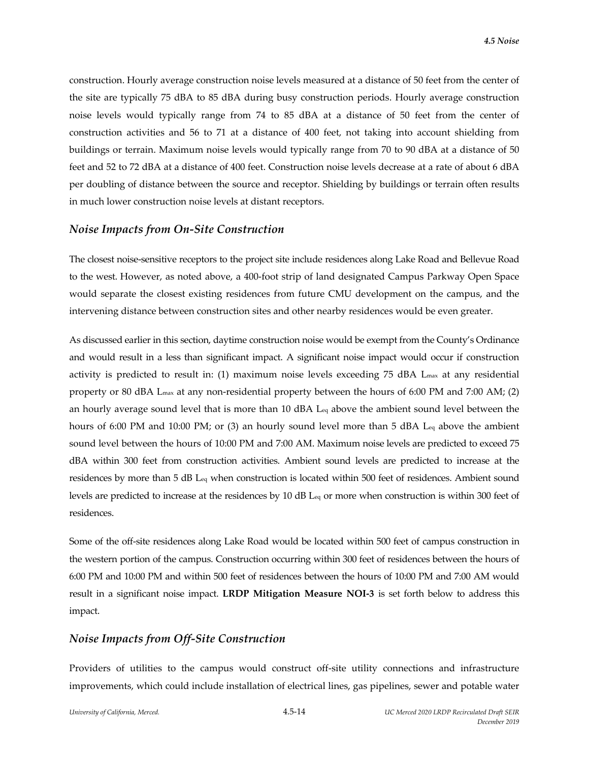construction. Hourly average construction noise levels measured at a distance of 50 feet from the center of the site are typically 75 dBA to 85 dBA during busy construction periods. Hourly average construction noise levels would typically range from 74 to 85 dBA at a distance of 50 feet from the center of construction activities and 56 to 71 at a distance of 400 feet, not taking into account shielding from buildings or terrain. Maximum noise levels would typically range from 70 to 90 dBA at a distance of 50 feet and 52 to 72 dBA at a distance of 400 feet. Construction noise levels decrease at a rate of about 6 dBA per doubling of distance between the source and receptor. Shielding by buildings or terrain often results in much lower construction noise levels at distant receptors.

### *Noise Impacts from On-Site Construction*

The closest noise-sensitive receptors to the project site include residences along Lake Road and Bellevue Road to the west. However, as noted above, a 400-foot strip of land designated Campus Parkway Open Space would separate the closest existing residences from future CMU development on the campus, and the intervening distance between construction sites and other nearby residences would be even greater.

As discussed earlier in this section, daytime construction noise would be exempt from the County's Ordinance and would result in a less than significant impact. A significant noise impact would occur if construction activity is predicted to result in: (1) maximum noise levels exceeding 75 dBA $L_{max}$ at any residential property or 80 dBA $L_{max}$ at any non-residential property between the hours of 6:00 PM and 7:00 AM; (2) an hourly average sound level that is more than 10 dBA $L_{eq}$ above the ambient sound level between the hours of 6:00 PM and 10:00 PM; or (3) an hourly sound level more than 5 dBA $L_{eq}$ above the ambient sound level between the hours of 10:00 PM and 7:00 AM. Maximum noise levels are predicted to exceed 75 dBA within 300 feet from construction activities. Ambient sound levels are predicted to increase at the residences by more than 5 dB $L_{eq}$ when construction is located within 500 feet of residences. Ambient sound levels are predicted to increase at the residences by 10 dB $L_{eq}$ or more when construction is within 300 feet of residences.

Some of the off-site residences along Lake Road would be located within 500 feet of campus construction in the western portion of the campus. Construction occurring within 300 feet of residences between the hours of 6:00 PM and 10:00 PM and within 500 feet of residences between the hours of 10:00 PM and 7:00 AM would result in a significant noise impact. **LRDP Mitigation Measure NOI-3** is set forth below to address this impact.

### *Noise Impacts from Off-Site Construction*

Providers of utilities to the campus would construct off-site utility connections and infrastructure improvements, which could include installation of electrical lines, gas pipelines, sewer and potable water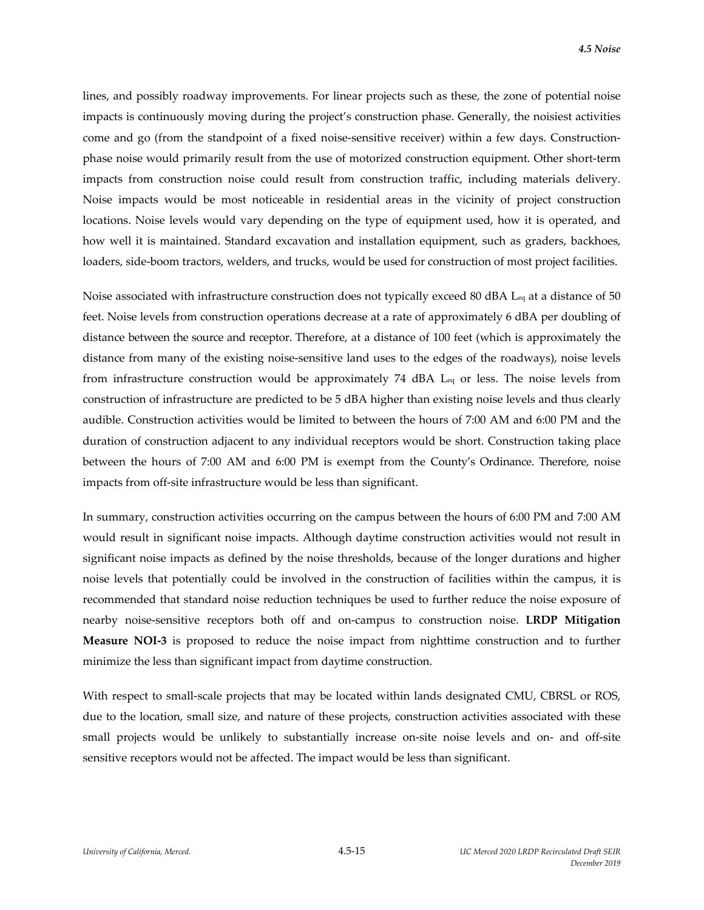lines, and possibly roadway improvements. For linear projects such as these, the zone of potential noise impacts is continuously moving during the project's construction phase. Generally, the noisiest activities come and go (from the standpoint of a fixed noise-sensitive receiver) within a few days. Construction-phase noise would primarily result from the use of motorized construction equipment. Other short-term impacts from construction noise could result from construction traffic, including materials delivery. Noise impacts would be most noticeable in residential areas in the vicinity of project construction locations. Noise levels would vary depending on the type of equipment used, how it is operated, and how well it is maintained. Standard excavation and installation equipment, such as graders, backhoes, loaders, side-boom tractors, welders, and trucks, would be used for construction of most project facilities.

Noise associated with infrastructure construction does not typically exceed 80 dBA $L_{eq}$ at a distance of 50 feet. Noise levels from construction operations decrease at a rate of approximately 6 dBA per doubling of distance between the source and receptor. Therefore, at a distance of 100 feet (which is approximately the distance from many of the existing noise-sensitive land uses to the edges of the roadways), noise levels from infrastructure construction would be approximately 74 dBA $L_{eq}$ or less. The noise levels from construction of infrastructure are predicted to be 5 dBA higher than existing noise levels and thus clearly audible. Construction activities would be limited to between the hours of 7:00 AM and 6:00 PM and the duration of construction adjacent to any individual receptors would be short. Construction taking place between the hours of 7:00 AM and 6:00 PM is exempt from the County's Ordinance. Therefore, noise impacts from off-site infrastructure would be less than significant.

In summary, construction activities occurring on the campus between the hours of 6:00 PM and 7:00 AM would result in significant noise impacts. Although daytime construction activities would not result in significant noise impacts as defined by the noise thresholds, because of the longer durations and higher noise levels that potentially could be involved in the construction of facilities within the campus, it is recommended that standard noise reduction techniques be used to further reduce the noise exposure of nearby noise-sensitive receptors both off and on-campus to construction noise. **LRDP Mitigation Measure NOI-3** is proposed to reduce the noise impact from nighttime construction and to further minimize the less than significant impact from daytime construction.

With respect to small-scale projects that may be located within lands designated CMU, CBRSL or ROS, due to the location, small size, and nature of these projects, construction activities associated with these small projects would be unlikely to substantially increase on-site noise levels and on- and off-site sensitive receptors would not be affected. The impact would be less than significant.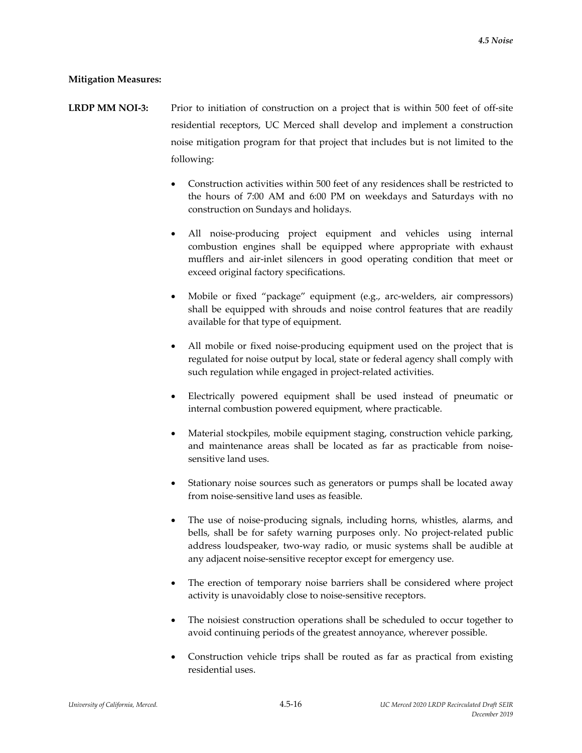**Mitigation Measures:**

**LRDP MM NOI-3:** Prior to initiation of construction on a project that is within 500 feet of off-site residential receptors, UC Merced shall develop and implement a construction noise mitigation program for that project that includes but is not limited to the following:

- Construction activities within 500 feet of any residences shall be restricted to the hours of 7:00 AM and 6:00 PM on weekdays and Saturdays with no construction on Sundays and holidays.
- All noise-producing project equipment and vehicles using internal combustion engines shall be equipped where appropriate with exhaust mufflers and air-inlet silencers in good operating condition that meet or exceed original factory specifications.
- Mobile or fixed "package" equipment (e.g., arc-welders, air compressors) shall be equipped with shrouds and noise control features that are readily available for that type of equipment.
- All mobile or fixed noise-producing equipment used on the project that is regulated for noise output by local, state or federal agency shall comply with such regulation while engaged in project-related activities.
- Electrically powered equipment shall be used instead of pneumatic or internal combustion powered equipment, where practicable.
- Material stockpiles, mobile equipment staging, construction vehicle parking, and maintenance areas shall be located as far as practicable from noise-sensitive land uses.
- Stationary noise sources such as generators or pumps shall be located away from noise-sensitive land uses as feasible.
- The use of noise-producing signals, including horns, whistles, alarms, and bells, shall be for safety warning purposes only. No project-related public address loudspeaker, two-way radio, or music systems shall be audible at any adjacent noise-sensitive receptor except for emergency use.
- The erection of temporary noise barriers shall be considered where project activity is unavoidably close to noise-sensitive receptors.
- The noisiest construction operations shall be scheduled to occur together to avoid continuing periods of the greatest annoyance, wherever possible.
- Construction vehicle trips shall be routed as far as practical from existing residential uses.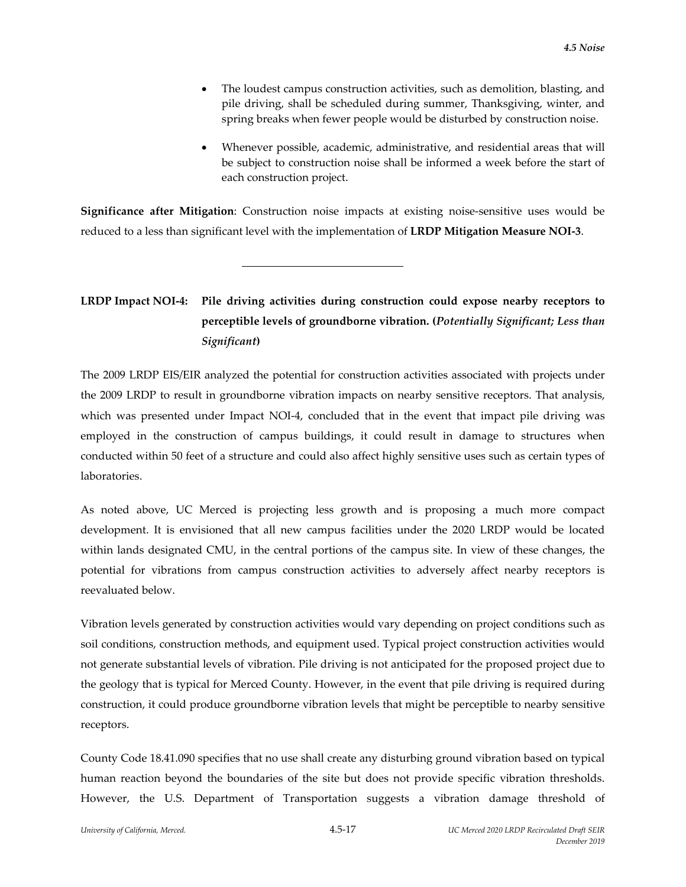- The loudest campus construction activities, such as demolition, blasting, and pile driving, shall be scheduled during summer, Thanksgiving, winter, and spring breaks when fewer people would be disturbed by construction noise.
- Whenever possible, academic, administrative, and residential areas that will be subject to construction noise shall be informed a week before the start of each construction project.

**Significance after Mitigation**: Construction noise impacts at existing noise-sensitive uses would be reduced to a less than significant level with the implementation of **LRDP Mitigation Measure NOI-3**.

---

**LRDP Impact NOI-4: Pile driving activities during construction could expose nearby receptors to perceptible levels of groundborne vibration. (*Potentially Significant; Less than Significant*)**

The 2009 LRDP EIS/EIR analyzed the potential for construction activities associated with projects under the 2009 LRDP to result in groundborne vibration impacts on nearby sensitive receptors. That analysis, which was presented under Impact NOI-4, concluded that in the event that impact pile driving was employed in the construction of campus buildings, it could result in damage to structures when conducted within 50 feet of a structure and could also affect highly sensitive uses such as certain types of laboratories.

As noted above, UC Merced is projecting less growth and is proposing a much more compact development. It is envisioned that all new campus facilities under the 2020 LRDP would be located within lands designated CMU, in the central portions of the campus site. In view of these changes, the potential for vibrations from campus construction activities to adversely affect nearby receptors is reevaluated below.

Vibration levels generated by construction activities would vary depending on project conditions such as soil conditions, construction methods, and equipment used. Typical project construction activities would not generate substantial levels of vibration. Pile driving is not anticipated for the proposed project due to the geology that is typical for Merced County. However, in the event that pile driving is required during construction, it could produce groundborne vibration levels that might be perceptible to nearby sensitive receptors.

County Code 18.41.090 specifies that no use shall create any disturbing ground vibration based on typical human reaction beyond the boundaries of the site but does not provide specific vibration thresholds. However, the U.S. Department of Transportation suggests a vibration damage threshold of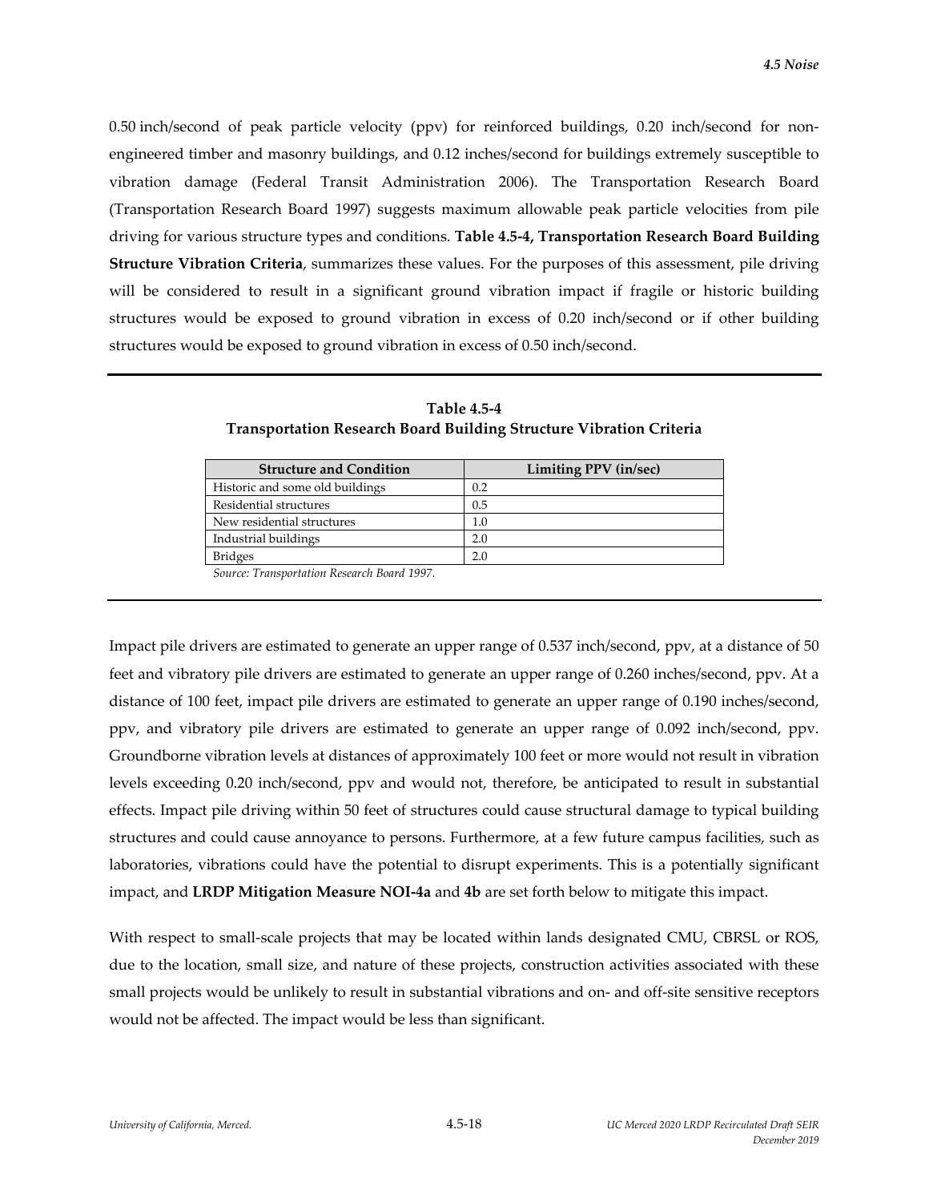0.50 inch/second of peak particle velocity (ppv) for reinforced buildings, 0.20 inch/second for non-engineered timber and masonry buildings, and 0.12 inches/second for buildings extremely susceptible to vibration damage (Federal Transit Administration 2006). The Transportation Research Board (Transportation Research Board 1997) suggests maximum allowable peak particle velocities from pile driving for various structure types and conditions. **Table 4.5-4, Transportation Research Board Building Structure Vibration Criteria**, summarizes these values. For the purposes of this assessment, pile driving will be considered to result in a significant ground vibration impact if fragile or historic building structures would be exposed to ground vibration in excess of 0.20 inch/second or if other building structures would be exposed to ground vibration in excess of 0.50 inch/second.

**Table 4.5-4**
**Transportation Research Board Building Structure Vibration Criteria**

| Structure and Condition | Limiting PPV (in/sec) |
|---|---|
| Historic and some old buildings | 0.2 |
| Residential structures | 0.5 |
| New residential structures | 1.0 |
| Industrial buildings | 2.0 |
| Bridges | 2.0 |

*Source: Transportation Research Board 1997.*

Impact pile drivers are estimated to generate an upper range of 0.537 inch/second, ppv, at a distance of 50 feet and vibratory pile drivers are estimated to generate an upper range of 0.260 inches/second, ppv. At a distance of 100 feet, impact pile drivers are estimated to generate an upper range of 0.190 inches/second, ppv, and vibratory pile drivers are estimated to generate an upper range of 0.092 inch/second, ppv. Groundborne vibration levels at distances of approximately 100 feet or more would not result in vibration levels exceeding 0.20 inch/second, ppv and would not, therefore, be anticipated to result in substantial effects. Impact pile driving within 50 feet of structures could cause structural damage to typical building structures and could cause annoyance to persons. Furthermore, at a few future campus facilities, such as laboratories, vibrations could have the potential to disrupt experiments. This is a potentially significant impact, and **LRDP Mitigation Measure NOI-4a** and **4b** are set forth below to mitigate this impact.

With respect to small-scale projects that may be located within lands designated CMU, CBRSL or ROS, due to the location, small size, and nature of these projects, construction activities associated with these small projects would be unlikely to result in substantial vibrations and on- and off-site sensitive receptors would not be affected. The impact would be less than significant.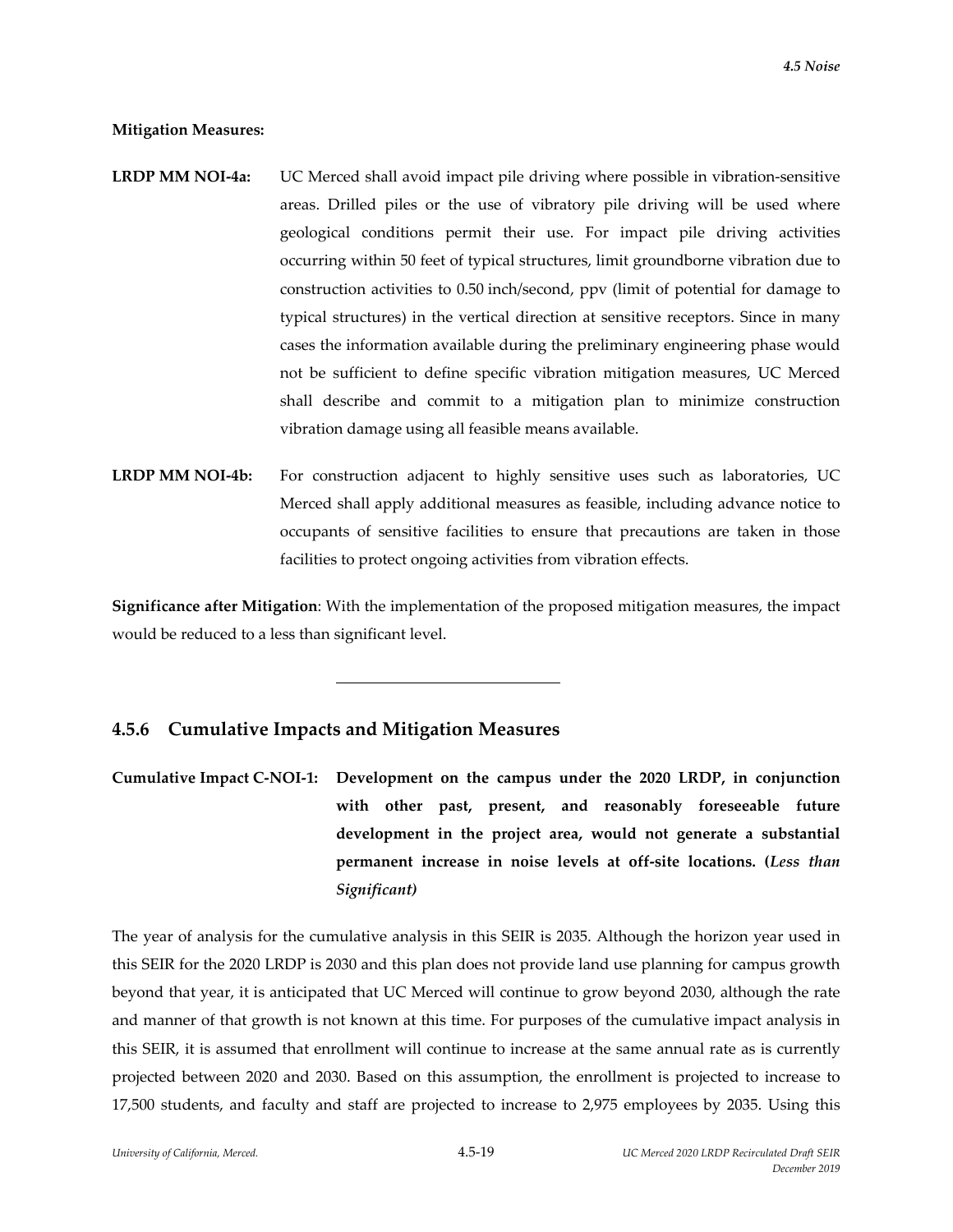**Mitigation Measures:**

**LRDP MM NOI-4a:** UC Merced shall avoid impact pile driving where possible in vibration-sensitive areas. Drilled piles or the use of vibratory pile driving will be used where geological conditions permit their use. For impact pile driving activities occurring within 50 feet of typical structures, limit groundborne vibration due to construction activities to 0.50 inch/second, ppv (limit of potential for damage to typical structures) in the vertical direction at sensitive receptors. Since in many cases the information available during the preliminary engineering phase would not be sufficient to define specific vibration mitigation measures, UC Merced shall describe and commit to a mitigation plan to minimize construction vibration damage using all feasible means available.

**LRDP MM NOI-4b:** For construction adjacent to highly sensitive uses such as laboratories, UC Merced shall apply additional measures as feasible, including advance notice to occupants of sensitive facilities to ensure that precautions are taken in those facilities to protect ongoing activities from vibration effects.

**Significance after Mitigation**: With the implementation of the proposed mitigation measures, the impact would be reduced to a less than significant level.

---

## 4.5.6 Cumulative Impacts and Mitigation Measures

**Cumulative Impact C-NOI-1: Development on the campus under the 2020 LRDP, in conjunction with other past, present, and reasonably foreseeable future development in the project area, would not generate a substantial permanent increase in noise levels at off-site locations. (*Less than Significant)***

The year of analysis for the cumulative analysis in this SEIR is 2035. Although the horizon year used in this SEIR for the 2020 LRDP is 2030 and this plan does not provide land use planning for campus growth beyond that year, it is anticipated that UC Merced will continue to grow beyond 2030, although the rate and manner of that growth is not known at this time. For purposes of the cumulative impact analysis in this SEIR, it is assumed that enrollment will continue to increase at the same annual rate as is currently projected between 2020 and 2030. Based on this assumption, the enrollment is projected to increase to 17,500 students, and faculty and staff are projected to increase to 2,975 employees by 2035. Using this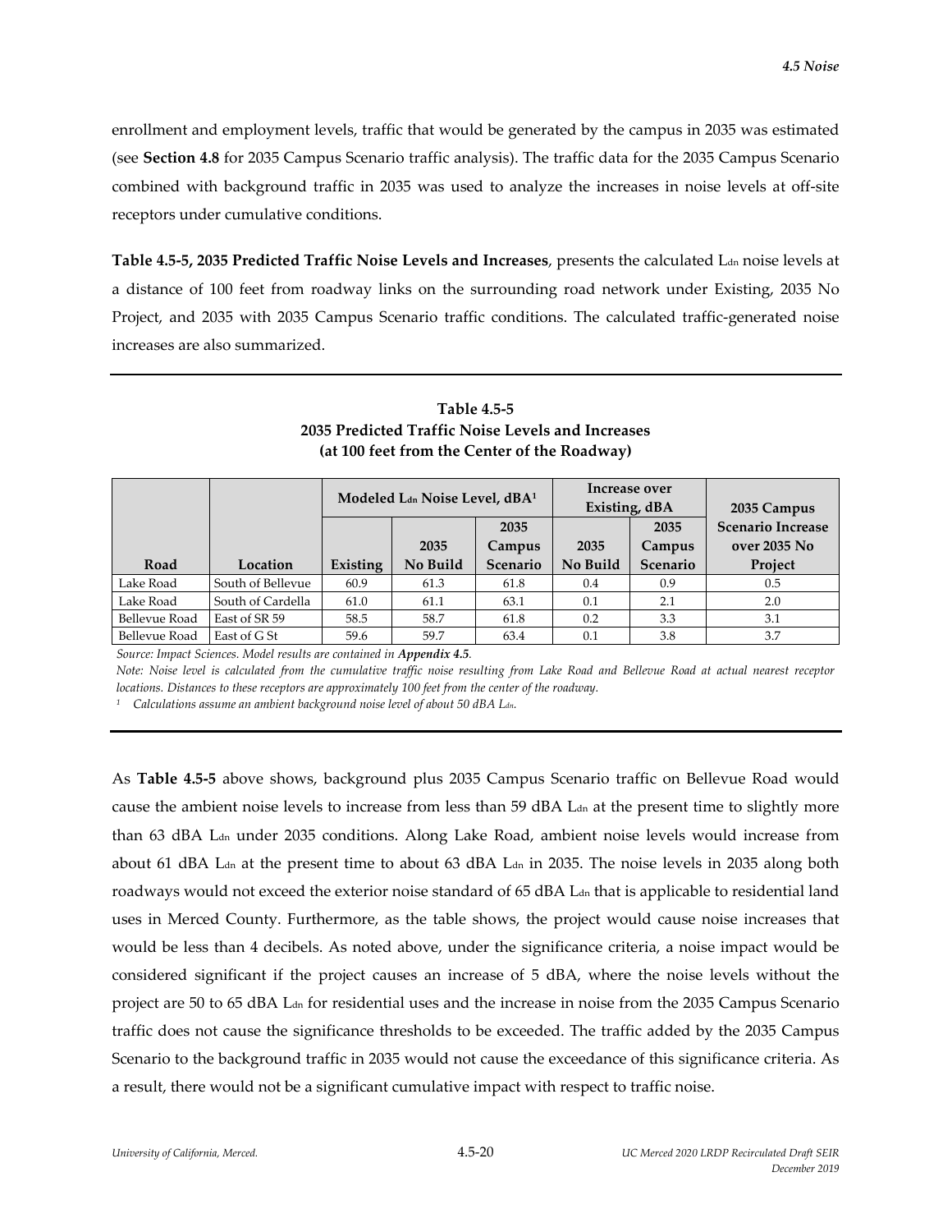enrollment and employment levels, traffic that would be generated by the campus in 2035 was estimated (see **Section 4.8** for 2035 Campus Scenario traffic analysis). The traffic data for the 2035 Campus Scenario combined with background traffic in 2035 was used to analyze the increases in noise levels at off-site receptors under cumulative conditions.

**Table 4.5-5, 2035 Predicted Traffic Noise Levels and Increases**, presents the calculated $L_{dn}$ noise levels at a distance of 100 feet from roadway links on the surrounding road network under Existing, 2035 No Project, and 2035 with 2035 Campus Scenario traffic conditions. The calculated traffic-generated noise increases are also summarized.

**Table 4.5-5**
**2035 Predicted Traffic Noise Levels and Increases**
**(at 100 feet from the Center of the Roadway)**

| Road | Location | Modeled $L_{dn}$ Noise Level, dBA[1] | | | Increase over Existing, dBA | | 2035 Campus Scenario Increase over 2035 No Project |
|---|---|---|---|---|---|---|---|
| | | Existing | 2035 No Build | 2035 Campus Scenario | 2035 No Build | 2035 Campus Scenario | |
| Lake Road | South of Bellevue | 60.9 | 61.3 | 61.8 | 0.4 | 0.9 | 0.5 |
| Lake Road | South of Cardella | 61.0 | 61.1 | 63.1 | 0.1 | 2.1 | 2.0 |
| Bellevue Road | East of SR 59 | 58.5 | 58.7 | 61.8 | 0.2 | 3.3 | 3.1 |
| Bellevue Road | East of G St | 59.6 | 59.7 | 63.4 | 0.1 | 3.8 | 3.7 |

*Source: Impact Sciences. Model results are contained in* ***Appendix 4.5****.*

*Note: Noise level is calculated from the cumulative traffic noise resulting from Lake Road and Bellevue Road at actual nearest receptor locations. Distances to these receptors are approximately 100 feet from the center of the roadway.*

[1] *Calculations assume an ambient background noise level of about 50 dBA $L_{dn}$.*

As **Table 4.5-5** above shows, background plus 2035 Campus Scenario traffic on Bellevue Road would cause the ambient noise levels to increase from less than 59 dBA $L_{dn}$ at the present time to slightly more than 63 dBA $L_{dn}$ under 2035 conditions. Along Lake Road, ambient noise levels would increase from about 61 dBA $L_{dn}$ at the present time to about 63 dBA $L_{dn}$ in 2035. The noise levels in 2035 along both roadways would not exceed the exterior noise standard of 65 dBA $L_{dn}$ that is applicable to residential land uses in Merced County. Furthermore, as the table shows, the project would cause noise increases that would be less than 4 decibels. As noted above, under the significance criteria, a noise impact would be considered significant if the project causes an increase of 5 dBA, where the noise levels without the project are 50 to 65 dBA $L_{dn}$ for residential uses and the increase in noise from the 2035 Campus Scenario traffic does not cause the significance thresholds to be exceeded. The traffic added by the 2035 Campus Scenario to the background traffic in 2035 would not cause the exceedance of this significance criteria. As a result, there would not be a significant cumulative impact with respect to traffic noise.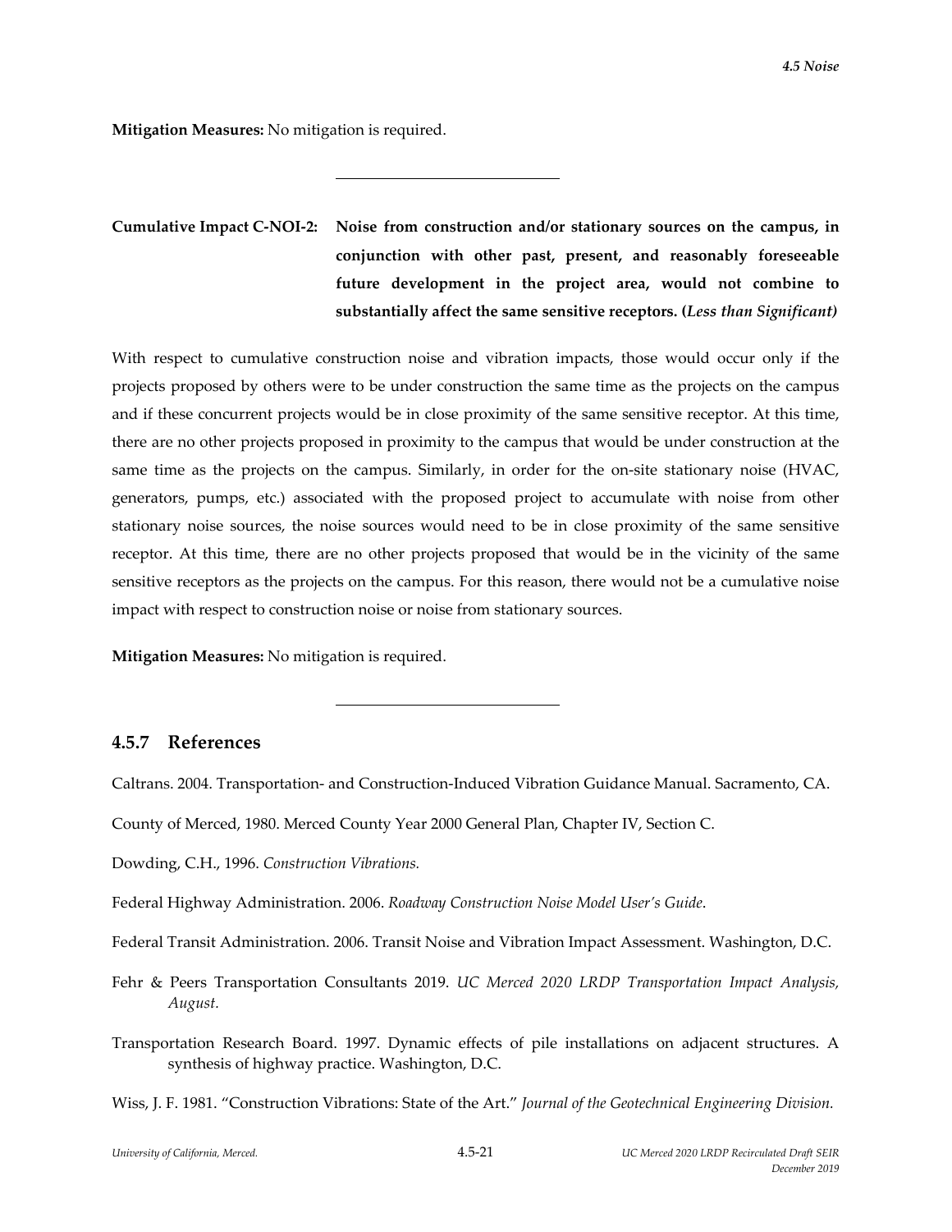**Mitigation Measures:** No mitigation is required.

---

**Cumulative Impact C-NOI-2: Noise from construction and/or stationary sources on the campus, in conjunction with other past, present, and reasonably foreseeable future development in the project area, would not combine to substantially affect the same sensitive receptors. (*Less than Significant)***

With respect to cumulative construction noise and vibration impacts, those would occur only if the projects proposed by others were to be under construction the same time as the projects on the campus and if these concurrent projects would be in close proximity of the same sensitive receptor. At this time, there are no other projects proposed in proximity to the campus that would be under construction at the same time as the projects on the campus. Similarly, in order for the on-site stationary noise (HVAC, generators, pumps, etc.) associated with the proposed project to accumulate with noise from other stationary noise sources, the noise sources would need to be in close proximity of the same sensitive receptor. At this time, there are no other projects proposed that would be in the vicinity of the same sensitive receptors as the projects on the campus. For this reason, there would not be a cumulative noise impact with respect to construction noise or noise from stationary sources.

**Mitigation Measures:** No mitigation is required.

---

### 4.5.7 References

Caltrans. 2004. Transportation- and Construction-Induced Vibration Guidance Manual. Sacramento, CA.

County of Merced, 1980. Merced County Year 2000 General Plan, Chapter IV, Section C.

Dowding, C.H., 1996. *Construction Vibrations.*

Federal Highway Administration. 2006. *Roadway Construction Noise Model User's Guide*.

Federal Transit Administration. 2006. Transit Noise and Vibration Impact Assessment. Washington, D.C.

Fehr & Peers Transportation Consultants 2019. *UC Merced 2020 LRDP Transportation Impact Analysis, August.*

Transportation Research Board. 1997. Dynamic effects of pile installations on adjacent structures. A synthesis of highway practice. Washington, D.C.

Wiss, J. F. 1981. "Construction Vibrations: State of the Art." *Journal of the Geotechnical Engineering Division.*